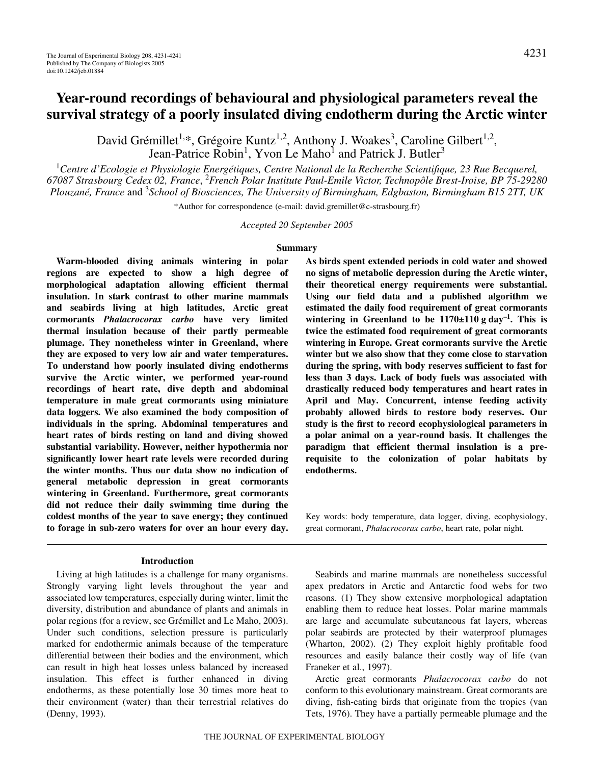# Year-round recordings of behavioural and physiological parameters reveal the survival strategy of a poorly insulated diving endotherm during the Arctic winter

David Grémillet[1,*], Grégoire Kuntz[1,2], Anthony J. Woakes[3], Caroline Gilbert[1,2], Jean-Patrice Robin[1], Yvon Le Maho[1] and Patrick J. Butler[3]

[1]*Centre d'Ecologie et Physiologie Energétiques, Centre National de la Recherche Scientifique, 23 Rue Becquerel, 67087 Strasbourg Cedex 02, France*, [2]*French Polar Institute Paul-Emile Victor, Technopôle Brest-Iroise, BP 75-29280 Plouzané, France* and [3]*School of Biosciences, The University of Birmingham, Edgbaston, Birmingham B15 2TT, UK*

*Author for correspondence (e-mail: david.gremillet@c-strasbourg.fr)

*Accepted 20 September 2005*

## Summary

**Warm-blooded diving animals wintering in polar regions are expected to show a high degree of morphological adaptation allowing efficient thermal insulation. In stark contrast to other marine mammals and seabirds living at high latitudes, Arctic great cormorants *Phalacrocorax carbo* have very limited thermal insulation because of their partly permeable plumage. They nonetheless winter in Greenland, where they are exposed to very low air and water temperatures. To understand how poorly insulated diving endotherms survive the Arctic winter, we performed year-round recordings of heart rate, dive depth and abdominal temperature in male great cormorants using miniature data loggers. We also examined the body composition of individuals in the spring. Abdominal temperatures and heart rates of birds resting on land and diving showed substantial variability. However, neither hypothermia nor significantly lower heart rate levels were recorded during the winter months. Thus our data show no indication of general metabolic depression in great cormorants wintering in Greenland. Furthermore, great cormorants did not reduce their daily swimming time during the coldest months of the year to save energy; they continued to forage in sub-zero waters for over an hour every day. As birds spent extended periods in cold water and showed no signs of metabolic depression during the Arctic winter, their theoretical energy requirements were substantial. Using our field data and a published algorithm we estimated the daily food requirement of great cormorants wintering in Greenland to be 1170±110 g day$^{-1}$. This is twice the estimated food requirement of great cormorants wintering in Europe. Great cormorants survive the Arctic winter but we also show that they come close to starvation during the spring, with body reserves sufficient to fast for less than 3 days. Lack of body fuels was associated with drastically reduced body temperatures and heart rates in April and May. Concurrent, intense feeding activity probably allowed birds to restore body reserves. Our study is the first to record ecophysiological parameters in a polar animal on a year-round basis. It challenges the paradigm that efficient thermal insulation is a pre-requisite to the colonization of polar habitats by endotherms.**

Key words: body temperature, data logger, diving, ecophysiology, great cormorant, *Phalacrocorax carbo*, heart rate, polar night.

## Introduction

Living at high latitudes is a challenge for many organisms. Strongly varying light levels throughout the year and associated low temperatures, especially during winter, limit the diversity, distribution and abundance of plants and animals in polar regions (for a review, see Grémillet and Le Maho, 2003). Under such conditions, selection pressure is particularly marked for endothermic animals because of the temperature differential between their bodies and the environment, which can result in high heat losses unless balanced by increased insulation. This effect is further enhanced in diving endotherms, as these potentially lose 30 times more heat to their environment (water) than their terrestrial relatives do (Denny, 1993).

Seabirds and marine mammals are nonetheless successful apex predators in Arctic and Antarctic food webs for two reasons. (1) They show extensive morphological adaptation enabling them to reduce heat losses. Polar marine mammals are large and accumulate subcutaneous fat layers, whereas polar seabirds are protected by their waterproof plumages (Wharton, 2002). (2) They exploit highly profitable food resources and easily balance their costly way of life (van Franeker et al., 1997).

Arctic great cormorants *Phalacrocorax carbo* do not conform to this evolutionary mainstream. Great cormorants are diving, fish-eating birds that originate from the tropics (van Tets, 1976). They have a partially permeable plumage and the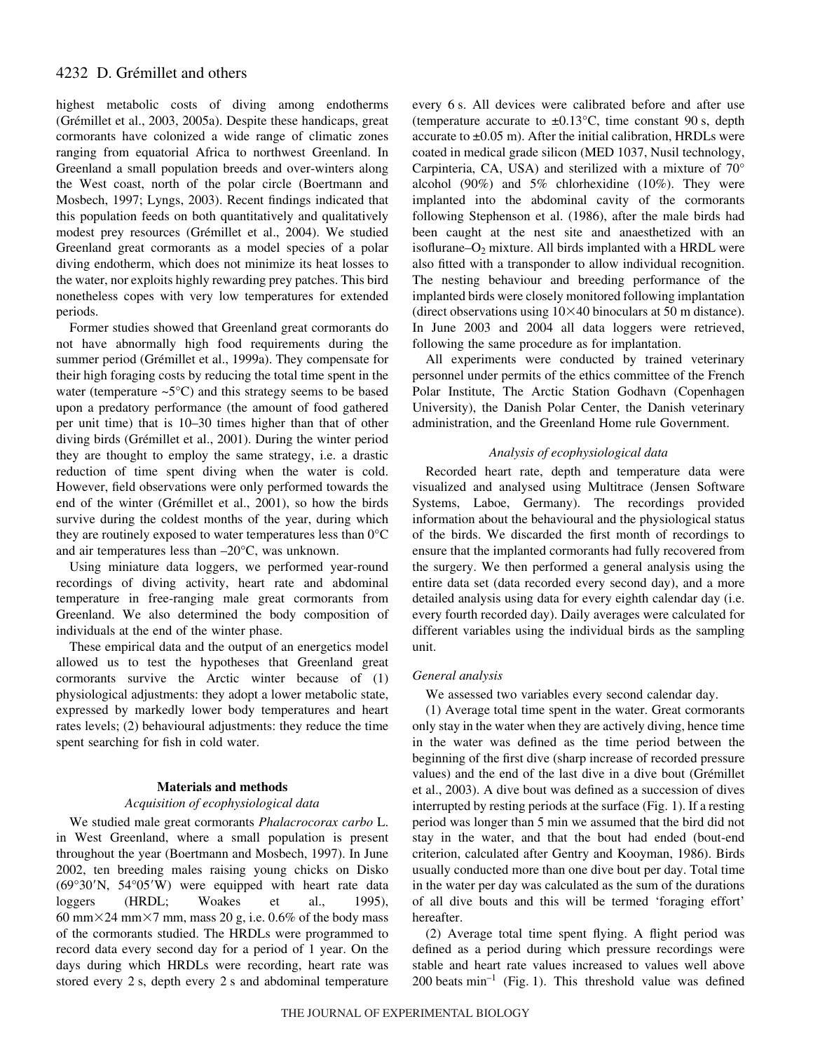highest metabolic costs of diving among endotherms (Grémillet et al., 2003, 2005a). Despite these handicaps, great cormorants have colonized a wide range of climatic zones ranging from equatorial Africa to northwest Greenland. In Greenland a small population breeds and over-winters along the West coast, north of the polar circle (Boertmann and Mosbech, 1997; Lyngs, 2003). Recent findings indicated that this population feeds on both quantitatively and qualitatively modest prey resources (Grémillet et al., 2004). We studied Greenland great cormorants as a model species of a polar diving endotherm, which does not minimize its heat losses to the water, nor exploits highly rewarding prey patches. This bird nonetheless copes with very low temperatures for extended periods.

Former studies showed that Greenland great cormorants do not have abnormally high food requirements during the summer period (Grémillet et al., 1999a). They compensate for their high foraging costs by reducing the total time spent in the water (temperature ~5°C) and this strategy seems to be based upon a predatory performance (the amount of food gathered per unit time) that is 10–30 times higher than that of other diving birds (Grémillet et al., 2001). During the winter period they are thought to employ the same strategy, i.e. a drastic reduction of time spent diving when the water is cold. However, field observations were only performed towards the end of the winter (Grémillet et al., 2001), so how the birds survive during the coldest months of the year, during which they are routinely exposed to water temperatures less than 0°C and air temperatures less than –20°C, was unknown.

Using miniature data loggers, we performed year-round recordings of diving activity, heart rate and abdominal temperature in free-ranging male great cormorants from Greenland. We also determined the body composition of individuals at the end of the winter phase.

These empirical data and the output of an energetics model allowed us to test the hypotheses that Greenland great cormorants survive the Arctic winter because of (1) physiological adjustments: they adopt a lower metabolic state, expressed by markedly lower body temperatures and heart rates levels; (2) behavioural adjustments: they reduce the time spent searching for fish in cold water.

## Materials and methods

### *Acquisition of ecophysiological data*

We studied male great cormorants *Phalacrocorax carbo* L. in West Greenland, where a small population is present throughout the year (Boertmann and Mosbech, 1997). In June 2002, ten breeding males raising young chicks on Disko (69°30′N, 54°05′W) were equipped with heart rate data loggers (HRDL; Woakes et al., 1995), 60 mm×24 mm×7 mm, mass 20 g, i.e. 0.6% of the body mass of the cormorants studied. The HRDLs were programmed to record data every second day for a period of 1 year. On the days during which HRDLs were recording, heart rate was stored every 2 s, depth every 2 s and abdominal temperature every 6 s. All devices were calibrated before and after use (temperature accurate to ±0.13°C, time constant 90 s, depth accurate to ±0.05 m). After the initial calibration, HRDLs were coated in medical grade silicon (MED 1037, Nusil technology, Carpinteria, CA, USA) and sterilized with a mixture of 70° alcohol (90%) and 5% chlorhexidine (10%). They were implanted into the abdominal cavity of the cormorants following Stephenson et al. (1986), after the male birds had been caught at the nest site and anaesthetized with an isoflurane–$O_2$ mixture. All birds implanted with a HRDL were also fitted with a transponder to allow individual recognition. The nesting behaviour and breeding performance of the implanted birds were closely monitored following implantation (direct observations using 10×40 binoculars at 50 m distance). In June 2003 and 2004 all data loggers were retrieved, following the same procedure as for implantation.

All experiments were conducted by trained veterinary personnel under permits of the ethics committee of the French Polar Institute, The Arctic Station Godhavn (Copenhagen University), the Danish Polar Center, the Danish veterinary administration, and the Greenland Home rule Government.

### *Analysis of ecophysiological data*

Recorded heart rate, depth and temperature data were visualized and analysed using Multitrace (Jensen Software Systems, Laboe, Germany). The recordings provided information about the behavioural and the physiological status of the birds. We discarded the first month of recordings to ensure that the implanted cormorants had fully recovered from the surgery. We then performed a general analysis using the entire data set (data recorded every second day), and a more detailed analysis using data for every eighth calendar day (i.e. every fourth recorded day). Daily averages were calculated for different variables using the individual birds as the sampling unit.

### *General analysis*

We assessed two variables every second calendar day.

(1) Average total time spent in the water. Great cormorants only stay in the water when they are actively diving, hence time in the water was defined as the time period between the beginning of the first dive (sharp increase of recorded pressure values) and the end of the last dive in a dive bout (Grémillet et al., 2003). A dive bout was defined as a succession of dives interrupted by resting periods at the surface (Fig. 1). If a resting period was longer than 5 min we assumed that the bird did not stay in the water, and that the bout had ended (bout-end criterion, calculated after Gentry and Kooyman, 1986). Birds usually conducted more than one dive bout per day. Total time in the water per day was calculated as the sum of the durations of all dive bouts and this will be termed 'foraging effort' hereafter.

(2) Average total time spent flying. A flight period was defined as a period during which pressure recordings were stable and heart rate values increased to values well above 200 beats $min^{-1}$ (Fig. 1). This threshold value was defined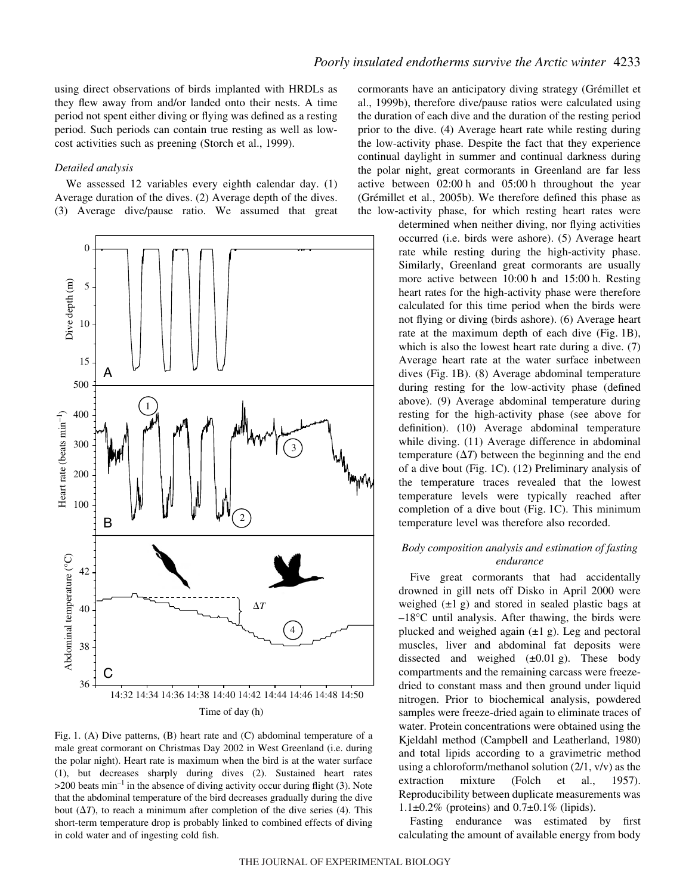using direct observations of birds implanted with HRDLs as they flew away from and/or landed onto their nests. A time period not spent either diving or flying was defined as a resting period. Such periods can contain true resting as well as low-cost activities such as preening (Storch et al., 1999).

### *Detailed analysis*

We assessed 12 variables every eighth calendar day. (1) Average duration of the dives. (2) Average depth of the dives. (3) Average dive/pause ratio. We assumed that great cormorants have an anticipatory diving strategy (Grémillet et al., 1999b), therefore dive/pause ratios were calculated using the duration of each dive and the duration of the resting period prior to the dive. (4) Average heart rate while resting during the low-activity phase. Despite the fact that they experience continual daylight in summer and continual darkness during the polar night, great cormorants in Greenland are far less active between 02:00 h and 05:00 h throughout the year (Grémillet et al., 2005b). We therefore defined this phase as the low-activity phase, for which resting heart rates were determined when neither diving, nor flying activities occurred (i.e. birds were ashore). (5) Average heart rate while resting during the high-activity phase. Similarly, Greenland great cormorants are usually more active between 10:00 h and 15:00 h. Resting heart rates for the high-activity phase were therefore calculated for this time period when the birds were not flying or diving (birds ashore). (6) Average heart rate at the maximum depth of each dive (Fig. 1B), which is also the lowest heart rate during a dive. (7) Average heart rate at the water surface inbetween dives (Fig. 1B). (8) Average abdominal temperature during resting for the low-activity phase (defined above). (9) Average abdominal temperature during resting for the high-activity phase (see above for definition). (10) Average abdominal temperature while diving. (11) Average difference in abdominal temperature ($\Delta T$) between the beginning and the end of a dive bout (Fig. 1C). (12) Preliminary analysis of the temperature traces revealed that the lowest temperature levels were typically reached after completion of a dive bout (Fig. 1C). This minimum temperature level was therefore also recorded.

Dive depth (m)
0
5
10
15
A

Heart rate (beats min$^{-1}$)
500
400
300
200
100
1
2
3
B

Abdominal temperature (°C)
42
40
38
36
$\Delta T$
4
C

14:32 14:34 14:36 14:38 14:40 14:42 14:44 14:46 14:48 14:50
Time of day (h)

Fig. 1. (A) Dive patterns, (B) heart rate and (C) abdominal temperature of a male great cormorant on Christmas Day 2002 in West Greenland (i.e. during the polar night). Heart rate is maximum when the bird is at the water surface (1), but decreases sharply during dives (2). Sustained heart rates >200 beats min$^{-1}$ in the absence of diving activity occur during flight (3). Note that the abdominal temperature of the bird decreases gradually during the dive bout ($\Delta T$), to reach a minimum after completion of the dive series (4). This short-term temperature drop is probably linked to combined effects of diving in cold water and of ingesting cold fish.

### *Body composition analysis and estimation of fasting endurance*

Five great cormorants that had accidentally drowned in gill nets off Disko in April 2000 were weighed (±1 g) and stored in sealed plastic bags at –18°C until analysis. After thawing, the birds were plucked and weighed again (±1 g). Leg and pectoral muscles, liver and abdominal fat deposits were dissected and weighed (±0.01 g). These body compartments and the remaining carcass were freeze-dried to constant mass and then ground under liquid nitrogen. Prior to biochemical analysis, powdered samples were freeze-dried again to eliminate traces of water. Protein concentrations were obtained using the Kjeldahl method (Campbell and Leatherland, 1980) and total lipids according to a gravimetric method using a chloroform/methanol solution (2/1, v/v) as the extraction mixture (Folch et al., 1957). Reproducibility between duplicate measurements was 1.1±0.2% (proteins) and 0.7±0.1% (lipids).

Fasting endurance was estimated by first calculating the amount of available energy from body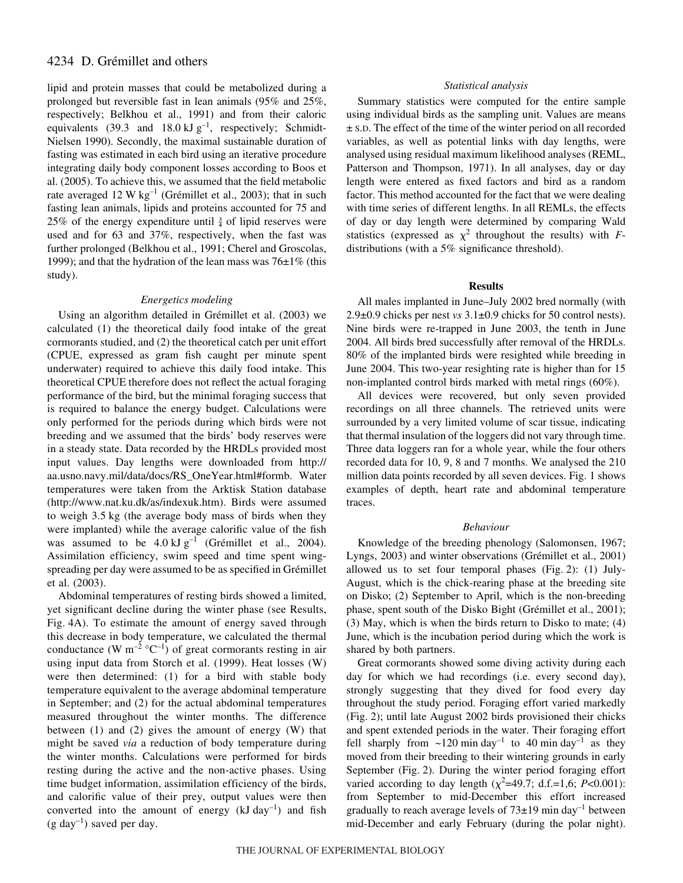lipid and protein masses that could be metabolized during a prolonged but reversible fast in lean animals (95% and 25%, respectively; Belkhou et al., 1991) and from their caloric equivalents (39.3 and 18.0 kJ $g^{-1}$, respectively; Schmidt-Nielsen 1990). Secondly, the maximal sustainable duration of fasting was estimated in each bird using an iterative procedure integrating daily body component losses according to Boos et al. (2005). To achieve this, we assumed that the field metabolic rate averaged 12 W $kg^{-1}$ (Grémillet et al., 2003); that in such fasting lean animals, lipids and proteins accounted for 75 and 25% of the energy expenditure until $\frac{3}{4}$ of lipid reserves were used and for 63 and 37%, respectively, when the fast was further prolonged (Belkhou et al., 1991; Cherel and Groscolas, 1999); and that the hydration of the lean mass was 76±1% (this study).

### *Energetics modeling*

Using an algorithm detailed in Grémillet et al. (2003) we calculated (1) the theoretical daily food intake of the great cormorants studied, and (2) the theoretical catch per unit effort (CPUE, expressed as gram fish caught per minute spent underwater) required to achieve this daily food intake. This theoretical CPUE therefore does not reflect the actual foraging performance of the bird, but the minimal foraging success that is required to balance the energy budget. Calculations were only performed for the periods during which birds were not breeding and we assumed that the birds' body reserves were in a steady state. Data recorded by the HRDLs provided most input values. Day lengths were downloaded from http://aa.usno.navy.mil/data/docs/RS_OneYear.html#formb. Water temperatures were taken from the Arktisk Station database (http://www.nat.ku.dk/as/indexuk.htm). Birds were assumed to weigh 3.5 kg (the average body mass of birds when they were implanted) while the average calorific value of the fish was assumed to be 4.0 kJ $g^{-1}$ (Grémillet et al., 2004). Assimilation efficiency, swim speed and time spent wing-spreading per day were assumed to be as specified in Grémillet et al. (2003).

Abdominal temperatures of resting birds showed a limited, yet significant decline during the winter phase (see Results, Fig. 4A). To estimate the amount of energy saved through this decrease in body temperature, we calculated the thermal conductance (W $m^{-2}$ °$C^{-1}$) of great cormorants resting in air using input data from Storch et al. (1999). Heat losses (W) were then determined: (1) for a bird with stable body temperature equivalent to the average abdominal temperature in September; and (2) for the actual abdominal temperatures measured throughout the winter months. The difference between (1) and (2) gives the amount of energy (W) that might be saved *via* a reduction of body temperature during the winter months. Calculations were performed for birds resting during the active and the non-active phases. Using time budget information, assimilation efficiency of the birds, and calorific value of their prey, output values were then converted into the amount of energy (kJ $day^{-1}$) and fish (g $day^{-1}$) saved per day.

### *Statistical analysis*

Summary statistics were computed for the entire sample using individual birds as the sampling unit. Values are means ± S.D. The effect of the time of the winter period on all recorded variables, as well as potential links with day lengths, were analysed using residual maximum likelihood analyses (REML, Patterson and Thompson, 1971). In all analyses, day or day length were entered as fixed factors and bird as a random factor. This method accounted for the fact that we were dealing with time series of different lengths. In all REMLs, the effects of day or day length were determined by comparing Wald statistics (expressed as $\chi^2$ throughout the results) with *F*-distributions (with a 5% significance threshold).

## Results

All males implanted in June–July 2002 bred normally (with 2.9±0.9 chicks per nest *vs* 3.1±0.9 chicks for 50 control nests). Nine birds were re-trapped in June 2003, the tenth in June 2004. All birds bred successfully after removal of the HRDLs. 80% of the implanted birds were resighted while breeding in June 2004. This two-year resighting rate is higher than for 15 non-implanted control birds marked with metal rings (60%).

All devices were recovered, but only seven provided recordings on all three channels. The retrieved units were surrounded by a very limited volume of scar tissue, indicating that thermal insulation of the loggers did not vary through time. Three data loggers ran for a whole year, while the four others recorded data for 10, 9, 8 and 7 months. We analysed the 210 million data points recorded by all seven devices. Fig. 1 shows examples of depth, heart rate and abdominal temperature traces.

### *Behaviour*

Knowledge of the breeding phenology (Salomonsen, 1967; Lyngs, 2003) and winter observations (Grémillet et al., 2001) allowed us to set four temporal phases (Fig. 2): (1) July-August, which is the chick-rearing phase at the breeding site on Disko; (2) September to April, which is the non-breeding phase, spent south of the Disko Bight (Grémillet et al., 2001); (3) May, which is when the birds return to Disko to mate; (4) June, which is the incubation period during which the work is shared by both partners.

Great cormorants showed some diving activity during each day for which we had recordings (i.e. every second day), strongly suggesting that they dived for food every day throughout the study period. Foraging effort varied markedly (Fig. 2); until late August 2002 birds provisioned their chicks and spent extended periods in the water. Their foraging effort fell sharply from ~120 min $day^{-1}$ to 40 min $day^{-1}$ as they moved from their breeding to their wintering grounds in early September (Fig. 2). During the winter period foraging effort varied according to day length ($\chi^2$=49.7; d.f.=1,6; $P$<0.001): from September to mid-December this effort increased gradually to reach average levels of 73±19 min $day^{-1}$ between mid-December and early February (during the polar night).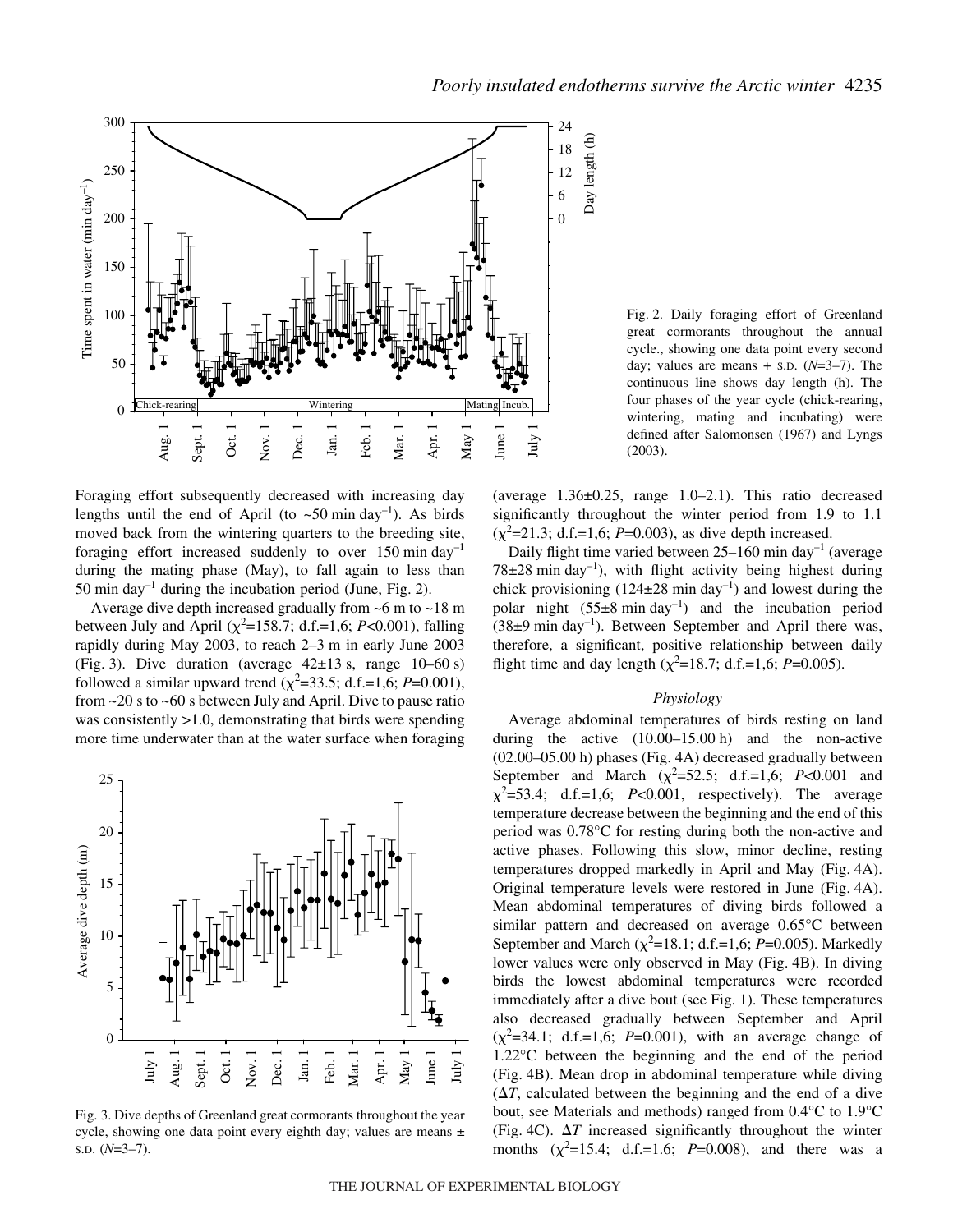300
250
200
150
100
50
0
Time spent in water (min day$^{-1}$)
24
18
12
6
0
Day length (h)
Chick-rearing
Wintering
Mating
Incub.
Aug. 1
Sept. 1
Oct. 1
Nov. 1
Dec. 1
Jan. 1
Feb. 1
Mar. 1
Apr. 1
May 1
June 1
July 1

Fig. 2. Daily foraging effort of Greenland great cormorants throughout the annual cycle., showing one data point every second day; values are means + S.D. ($N$=3–7). The continuous line shows day length (h). The four phases of the year cycle (chick-rearing, wintering, mating and incubating) were defined after Salomonsen (1967) and Lyngs (2003).

Foraging effort subsequently decreased with increasing day lengths until the end of April (to ~50 min day$^{-1}$). As birds moved back from the wintering quarters to the breeding site, foraging effort increased suddenly to over 150 min day$^{-1}$ during the mating phase (May), to fall again to less than 50 min day$^{-1}$ during the incubation period (June, Fig. 2).

Average dive depth increased gradually from ~6 m to ~18 m between July and April ($\chi^2$=158.7; d.f.=1,6; $P$<0.001), falling rapidly during May 2003, to reach 2–3 m in early June 2003 (Fig. 3). Dive duration (average 42±13 s, range 10–60 s) followed a similar upward trend ($\chi^2$=33.5; d.f.=1,6; $P$=0.001), from ~20 s to ~60 s between July and April. Dive to pause ratio was consistently >1.0, demonstrating that birds were spending more time underwater than at the water surface when foraging

25
20
15
10
5
0
Average dive depth (m)
July 1
Aug. 1
Sept. 1
Oct. 1
Nov. 1
Dec. 1
Jan. 1
Feb. 1
Mar. 1
Apr. 1
May 1
June 1
July 1

Fig. 3. Dive depths of Greenland great cormorants throughout the year cycle, showing one data point every eighth day; values are means ± S.D. ($N$=3–7).

(average 1.36±0.25, range 1.0–2.1). This ratio decreased significantly throughout the winter period from 1.9 to 1.1 ($\chi^2$=21.3; d.f.=1,6; $P$=0.003), as dive depth increased.

Daily flight time varied between 25–160 min day$^{-1}$ (average 78±28 min day$^{-1}$), with flight activity being highest during chick provisioning (124±28 min day$^{-1}$) and lowest during the polar night (55±8 min day$^{-1}$) and the incubation period (38±9 min day$^{-1}$). Between September and April there was, therefore, a significant, positive relationship between daily flight time and day length ($\chi^2$=18.7; d.f.=1,6; $P$=0.005).

### *Physiology*

Average abdominal temperatures of birds resting on land during the active (10.00–15.00 h) and the non-active (02.00–05.00 h) phases (Fig. 4A) decreased gradually between September and March ($\chi^2$=52.5; d.f.=1,6; $P$<0.001 and $\chi^2$=53.4; d.f.=1,6; $P$<0.001, respectively). The average temperature decrease between the beginning and the end of this period was 0.78°C for resting during both the non-active and active phases. Following this slow, minor decline, resting temperatures dropped markedly in April and May (Fig. 4A). Original temperature levels were restored in June (Fig. 4A). Mean abdominal temperatures of diving birds followed a similar pattern and decreased on average 0.65°C between September and March ($\chi^2$=18.1; d.f.=1,6; $P$=0.005). Markedly lower values were only observed in May (Fig. 4B). In diving birds the lowest abdominal temperatures were recorded immediately after a dive bout (see Fig. 1). These temperatures also decreased gradually between September and April ($\chi^2$=34.1; d.f.=1,6; $P$=0.001), with an average change of 1.22°C between the beginning and the end of the period (Fig. 4B). Mean drop in abdominal temperature while diving ($\Delta T$, calculated between the beginning and the end of a dive bout, see Materials and methods) ranged from 0.4°C to 1.9°C (Fig. 4C). $\Delta T$ increased significantly throughout the winter months ($\chi^2$=15.4; d.f.=1.6; $P$=0.008), and there was a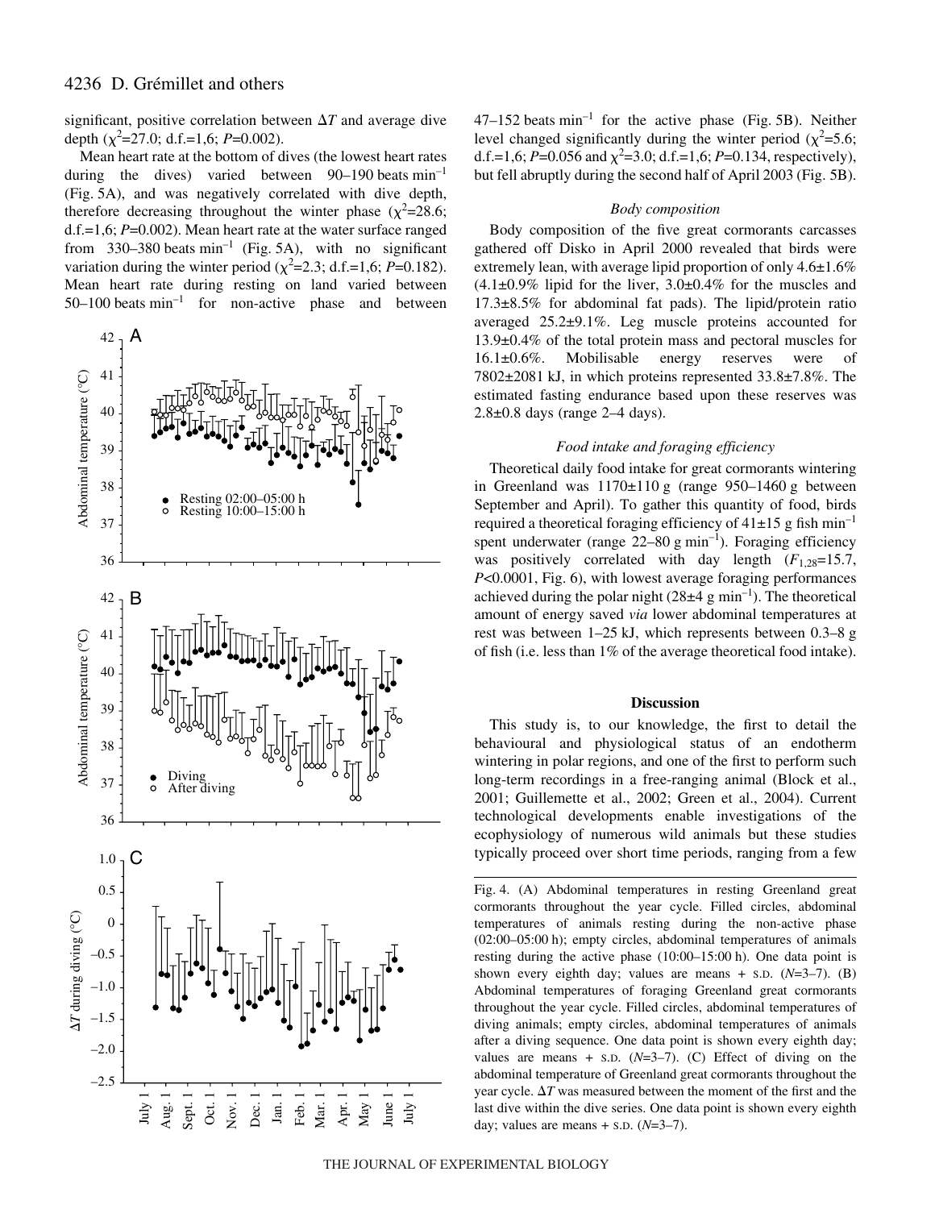significant, positive correlation between $\Delta T$ and average dive depth ($\chi^2$=27.0; d.f.=1,6; $P$=0.002).

Mean heart rate at the bottom of dives (the lowest heart rates during the dives) varied between 90–190 beats $min^{-1}$ (Fig. 5A), and was negatively correlated with dive depth, therefore decreasing throughout the winter phase ($\chi^2$=28.6; d.f.=1,6; $P$=0.002). Mean heart rate at the water surface ranged from 330–380 beats $min^{-1}$ (Fig. 5A), with no significant variation during the winter period ($\chi^2$=2.3; d.f.=1,6; $P$=0.182). Mean heart rate during resting on land varied between 50–100 beats $min^{-1}$ for non-active phase and between 47–152 beats $min^{-1}$ for the active phase (Fig. 5B). Neither level changed significantly during the winter period ($\chi^2$=5.6; d.f.=1,6; $P$=0.056 and $\chi^2$=3.0; d.f.=1,6; $P$=0.134, respectively), but fell abruptly during the second half of April 2003 (Fig. 5B).

A
Abdominal temperature (°C)
42
41
40
39
38
37
36
Resting 02:00–05:00 h
Resting 10:00–15:00 h

B
Abdominal temperature (°C)
42
41
40
39
38
37
36
Diving
After diving

C
$\Delta T$ during diving (°C)
1.0
0.5
0
–0.5
–1.0
–1.5
–2.0
–2.5
July 1
Aug. 1
Sept. 1
Oct. 1
Nov. 1
Dec. 1
Jan. 1
Feb. 1
Mar. 1
Apr. 1
May 1
June 1
July 1

Fig. 4. (A) Abdominal temperatures in resting Greenland great cormorants throughout the year cycle. Filled circles, abdominal temperatures of animals resting during the non-active phase (02:00–05:00 h); empty circles, abdominal temperatures of animals resting during the active phase (10:00–15:00 h). One data point is shown every eighth day; values are means + S.D. ($N$=3–7). (B) Abdominal temperatures of foraging Greenland great cormorants throughout the year cycle. Filled circles, abdominal temperatures of diving animals; empty circles, abdominal temperatures of animals after a diving sequence. One data point is shown every eighth day; values are means + S.D. ($N$=3–7). (C) Effect of diving on the abdominal temperature of Greenland great cormorants throughout the year cycle. $\Delta T$ was measured between the moment of the first and the last dive within the dive series. One data point is shown every eighth day; values are means + S.D. ($N$=3–7).

### *Body composition*

Body composition of the five great cormorants carcasses gathered off Disko in April 2000 revealed that birds were extremely lean, with average lipid proportion of only 4.6±1.6% (4.1±0.9% lipid for the liver, 3.0±0.4% for the muscles and 17.3±8.5% for abdominal fat pads). The lipid/protein ratio averaged 25.2±9.1%. Leg muscle proteins accounted for 13.9±0.4% of the total protein mass and pectoral muscles for 16.1±0.6%. Mobilisable energy reserves were of 7802±2081 kJ, in which proteins represented 33.8±7.8%. The estimated fasting endurance based upon these reserves was 2.8±0.8 days (range 2–4 days).

### *Food intake and foraging efficiency*

Theoretical daily food intake for great cormorants wintering in Greenland was 1170±110 g (range 950–1460 g between September and April). To gather this quantity of food, birds required a theoretical foraging efficiency of 41±15 g fish $min^{-1}$ spent underwater (range 22–80 g $min^{-1}$). Foraging efficiency was positively correlated with day length ($F_{1,28}$=15.7, $P$<0.0001, Fig. 6), with lowest average foraging performances achieved during the polar night (28±4 g $min^{-1}$). The theoretical amount of energy saved *via* lower abdominal temperatures at rest was between 1–25 kJ, which represents between 0.3–8 g of fish (i.e. less than 1% of the average theoretical food intake).

## Discussion

This study is, to our knowledge, the first to detail the behavioural and physiological status of an endotherm wintering in polar regions, and one of the first to perform such long-term recordings in a free-ranging animal (Block et al., 2001; Guillemette et al., 2002; Green et al., 2004). Current technological developments enable investigations of the ecophysiology of numerous wild animals but these studies typically proceed over short time periods, ranging from a few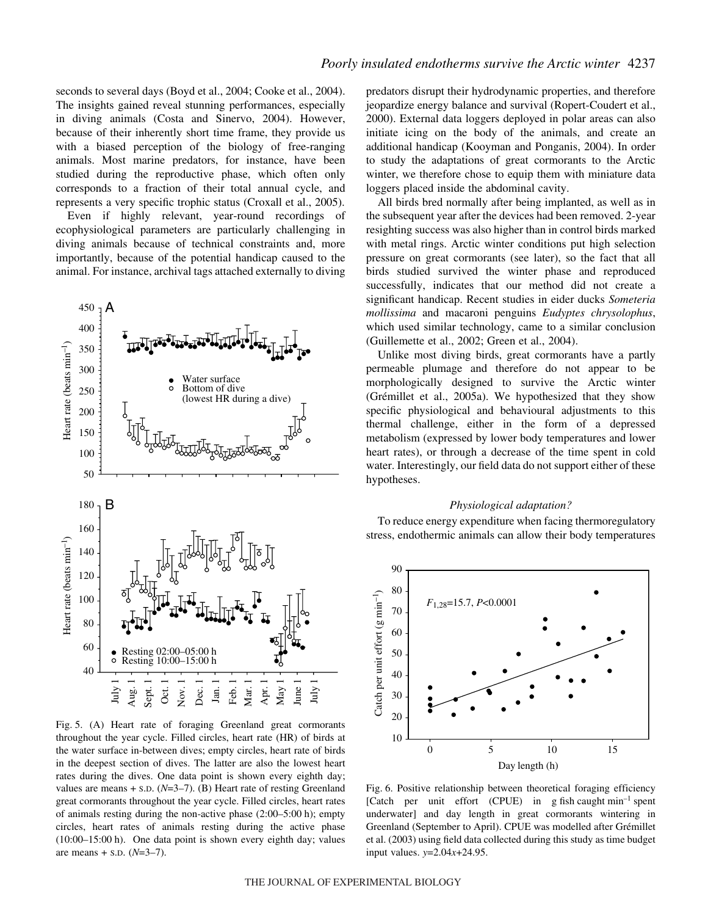seconds to several days (Boyd et al., 2004; Cooke et al., 2004). The insights gained reveal stunning performances, especially in diving animals (Costa and Sinervo, 2004). However, because of their inherently short time frame, they provide us with a biased perception of the biology of free-ranging animals. Most marine predators, for instance, have been studied during the reproductive phase, which often only corresponds to a fraction of their total annual cycle, and represents a very specific trophic status (Croxall et al., 2005).

Even if highly relevant, year-round recordings of ecophysiological parameters are particularly challenging in diving animals because of technical constraints and, more importantly, because of the potential handicap caused to the animal. For instance, archival tags attached externally to diving

A

Heart rate (beats min$^{-1}$)

450
400
350
300
250
200
150
100
50

● Water surface
○ Bottom of dive (lowest HR during a dive)

B

Heart rate (beats min$^{-1}$)

180
160
140
120
100
80
60
40

● Resting 02:00–05:00 h
○ Resting 10:00–15:00 h

July 1, Aug. 1, Sept. 1, Oct. 1, Nov. 1, Dec. 1, Jan. 1, Feb. 1, Mar. 1, Apr. 1, May 1, June 1, July 1

Fig. 5. (A) Heart rate of foraging Greenland great cormorants throughout the year cycle. Filled circles, heart rate (HR) of birds at the water surface in-between dives; empty circles, heart rate of birds in the deepest section of dives. The latter are also the lowest heart rates during the dives. One data point is shown every eighth day; values are means + S.D. ($N$=3–7). (B) Heart rate of resting Greenland great cormorants throughout the year cycle. Filled circles, heart rates of animals resting during the non-active phase (2:00–5:00 h); empty circles, heart rates of animals resting during the active phase (10:00–15:00 h). One data point is shown every eighth day; values are means + S.D. ($N$=3–7).

predators disrupt their hydrodynamic properties, and therefore jeopardize energy balance and survival (Ropert-Coudert et al., 2000). External data loggers deployed in polar areas can also initiate icing on the body of the animals, and create an additional handicap (Kooyman and Ponganis, 2004). In order to study the adaptations of great cormorants to the Arctic winter, we therefore chose to equip them with miniature data loggers placed inside the abdominal cavity.

All birds bred normally after being implanted, as well as in the subsequent year after the devices had been removed. 2-year resighting success was also higher than in control birds marked with metal rings. Arctic winter conditions put high selection pressure on great cormorants (see later), so the fact that all birds studied survived the winter phase and reproduced successfully, indicates that our method did not create a significant handicap. Recent studies in eider ducks *Sometaria mollissima* and macaroni penguins *Eudyptes chrysolophus*, which used similar technology, came to a similar conclusion (Guillemette et al., 2002; Green et al., 2004).

Unlike most diving birds, great cormorants have a partly permeable plumage and therefore do not appear to be morphologically designed to survive the Arctic winter (Grémillet et al., 2005a). We hypothesized that they show specific physiological and behavioural adjustments to this thermal challenge, either in the form of a depressed metabolism (expressed by lower body temperatures and lower heart rates), or through a decrease of the time spent in cold water. Interestingly, our field data do not support either of these hypotheses.

### *Physiological adaptation?*

To reduce energy expenditure when facing thermoregulatory stress, endothermic animals can allow their body temperatures

Catch per unit effort (g min$^{-1}$)

90
80
70
60
50
40
30
20
10

$F_{1,28}$=15.7, $P$<0.0001

0
5
10
15

Day length (h)

Fig. 6. Positive relationship between theoretical foraging efficiency [Catch per unit effort (CPUE) in g fish caught min$^{-1}$ spent underwater] and day length in great cormorants wintering in Greenland (September to April). CPUE was modelled after Grémillet et al. (2003) using field data collected during this study as time budget input values. $y$=2.04$x$+24.95.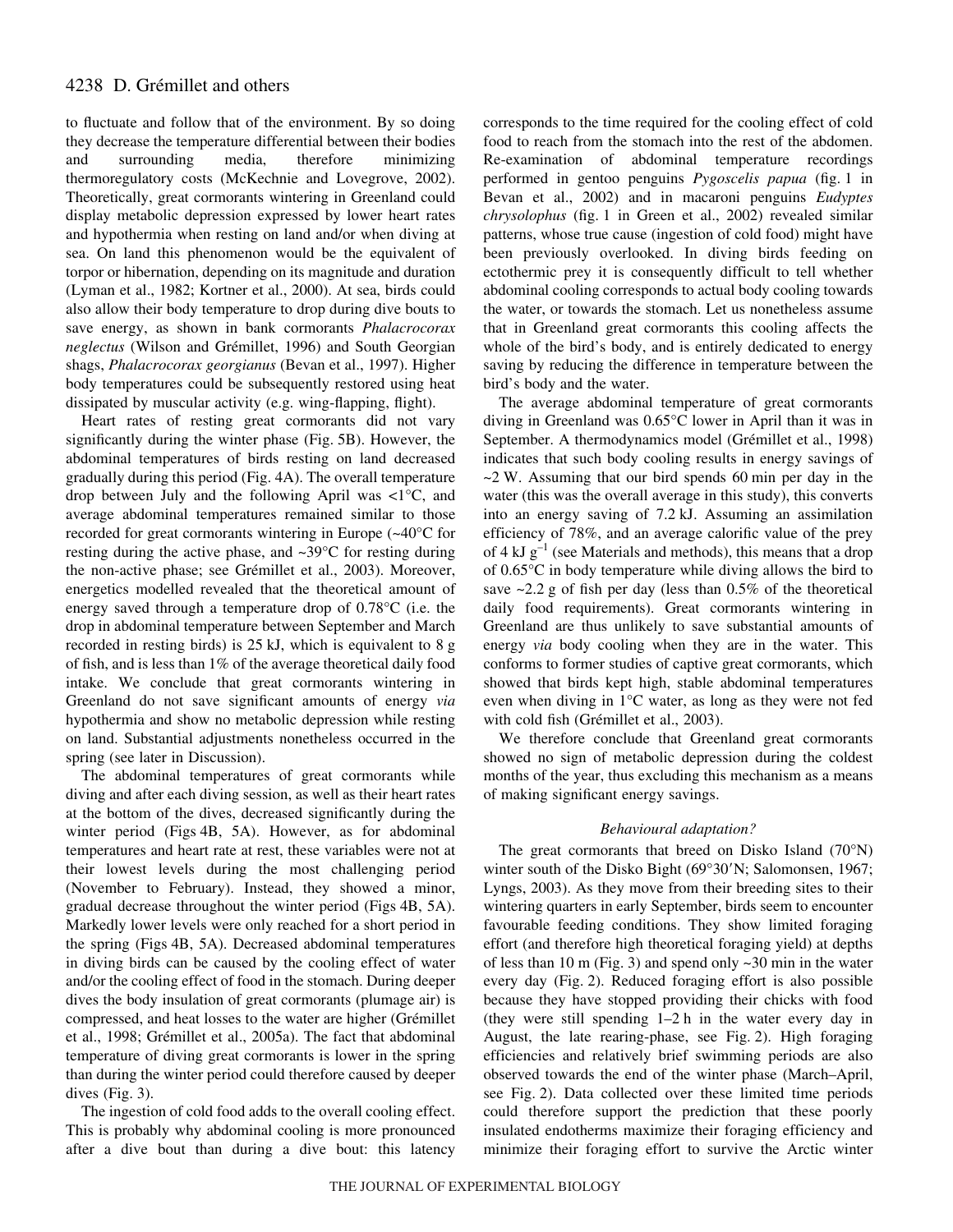to fluctuate and follow that of the environment. By so doing they decrease the temperature differential between their bodies and surrounding media, therefore minimizing thermoregulatory costs (McKechnie and Lovegrove, 2002). Theoretically, great cormorants wintering in Greenland could display metabolic depression expressed by lower heart rates and hypothermia when resting on land and/or when diving at sea. On land this phenomenon would be the equivalent of torpor or hibernation, depending on its magnitude and duration (Lyman et al., 1982; Kortner et al., 2000). At sea, birds could also allow their body temperature to drop during dive bouts to save energy, as shown in bank cormorants *Phalacrocorax neglectus* (Wilson and Grémillet, 1996) and South Georgian shags, *Phalacrocorax georgianus* (Bevan et al., 1997). Higher body temperatures could be subsequently restored using heat dissipated by muscular activity (e.g. wing-flapping, flight).

Heart rates of resting great cormorants did not vary significantly during the winter phase (Fig. 5B). However, the abdominal temperatures of birds resting on land decreased gradually during this period (Fig. 4A). The overall temperature drop between July and the following April was <1°C, and average abdominal temperatures remained similar to those recorded for great cormorants wintering in Europe (~40°C for resting during the active phase, and ~39°C for resting during the non-active phase; see Grémillet et al., 2003). Moreover, energetics modelled revealed that the theoretical amount of energy saved through a temperature drop of 0.78°C (i.e. the drop in abdominal temperature between September and March recorded in resting birds) is 25 kJ, which is equivalent to 8 g of fish, and is less than 1% of the average theoretical daily food intake. We conclude that great cormorants wintering in Greenland do not save significant amounts of energy *via* hypothermia and show no metabolic depression while resting on land. Substantial adjustments nonetheless occurred in the spring (see later in Discussion).

The abdominal temperatures of great cormorants while diving and after each diving session, as well as their heart rates at the bottom of the dives, decreased significantly during the winter period (Figs 4B, 5A). However, as for abdominal temperatures and heart rate at rest, these variables were not at their lowest levels during the most challenging period (November to February). Instead, they showed a minor, gradual decrease throughout the winter period (Figs 4B, 5A). Markedly lower levels were only reached for a short period in the spring (Figs 4B, 5A). Decreased abdominal temperatures in diving birds can be caused by the cooling effect of water and/or the cooling effect of food in the stomach. During deeper dives the body insulation of great cormorants (plumage air) is compressed, and heat losses to the water are higher (Grémillet et al., 1998; Grémillet et al., 2005a). The fact that abdominal temperature of diving great cormorants is lower in the spring than during the winter period could therefore caused by deeper dives (Fig. 3).

The ingestion of cold food adds to the overall cooling effect. This is probably why abdominal cooling is more pronounced after a dive bout than during a dive bout: this latency corresponds to the time required for the cooling effect of cold food to reach from the stomach into the rest of the abdomen. Re-examination of abdominal temperature recordings performed in gentoo penguins *Pygoscelis papua* (fig. 1 in Bevan et al., 2002) and in macaroni penguins *Eudyptes chrysolophus* (fig. 1 in Green et al., 2002) revealed similar patterns, whose true cause (ingestion of cold food) might have been previously overlooked. In diving birds feeding on ectothermic prey it is consequently difficult to tell whether abdominal cooling corresponds to actual body cooling towards the water, or towards the stomach. Let us nonetheless assume that in Greenland great cormorants this cooling affects the whole of the bird's body, and is entirely dedicated to energy saving by reducing the difference in temperature between the bird's body and the water.

The average abdominal temperature of great cormorants diving in Greenland was 0.65°C lower in April than it was in September. A thermodynamics model (Grémillet et al., 1998) indicates that such body cooling results in energy savings of ~2 W. Assuming that our bird spends 60 min per day in the water (this was the overall average in this study), this converts into an energy saving of 7.2 kJ. Assuming an assimilation efficiency of 78%, and an average calorific value of the prey of 4 kJ $g^{-1}$ (see Materials and methods), this means that a drop of 0.65°C in body temperature while diving allows the bird to save ~2.2 g of fish per day (less than 0.5% of the theoretical daily food requirements). Great cormorants wintering in Greenland are thus unlikely to save substantial amounts of energy *via* body cooling when they are in the water. This conforms to former studies of captive great cormorants, which showed that birds kept high, stable abdominal temperatures even when diving in 1°C water, as long as they were not fed with cold fish (Grémillet et al., 2003).

We therefore conclude that Greenland great cormorants showed no sign of metabolic depression during the coldest months of the year, thus excluding this mechanism as a means of making significant energy savings.

### *Behavioural adaptation?*

The great cormorants that breed on Disko Island (70°N) winter south of the Disko Bight (69°30′N; Salomonsen, 1967; Lyngs, 2003). As they move from their breeding sites to their wintering quarters in early September, birds seem to encounter favourable feeding conditions. They show limited foraging effort (and therefore high theoretical foraging yield) at depths of less than 10 m (Fig. 3) and spend only ~30 min in the water every day (Fig. 2). Reduced foraging effort is also possible because they have stopped providing their chicks with food (they were still spending 1–2 h in the water every day in August, the late rearing-phase, see Fig. 2). High foraging efficiencies and relatively brief swimming periods are also observed towards the end of the winter phase (March–April, see Fig. 2). Data collected over these limited time periods could therefore support the prediction that these poorly insulated endotherms maximize their foraging efficiency and minimize their foraging effort to survive the Arctic winter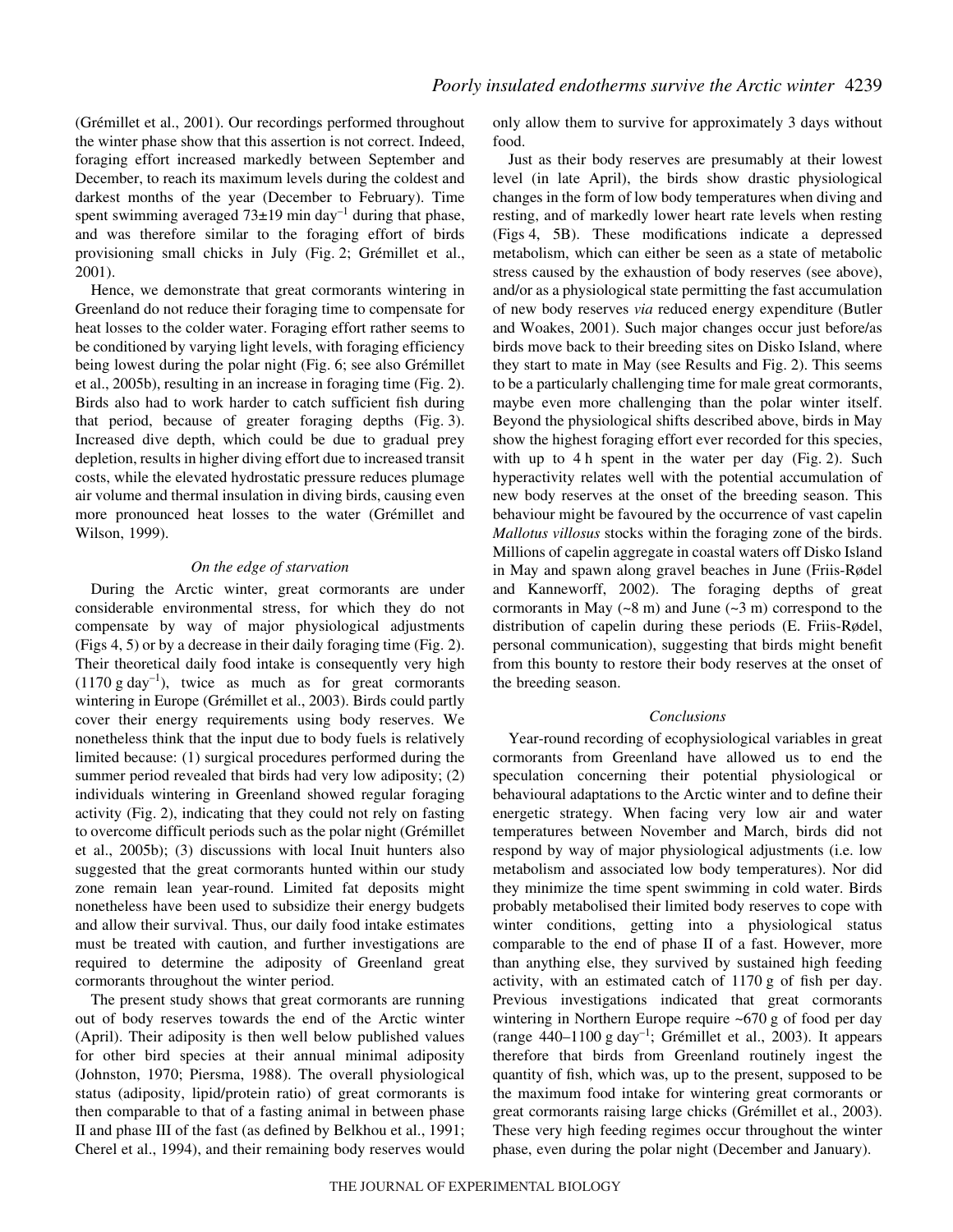(Grémillet et al., 2001). Our recordings performed throughout the winter phase show that this assertion is not correct. Indeed, foraging effort increased markedly between September and December, to reach its maximum levels during the coldest and darkest months of the year (December to February). Time spent swimming averaged 73±19 min day$^{-1}$ during that phase, and was therefore similar to the foraging effort of birds provisioning small chicks in July (Fig. 2; Grémillet et al., 2001).

Hence, we demonstrate that great cormorants wintering in Greenland do not reduce their foraging time to compensate for heat losses to the colder water. Foraging effort rather seems to be conditioned by varying light levels, with foraging efficiency being lowest during the polar night (Fig. 6; see also Grémillet et al., 2005b), resulting in an increase in foraging time (Fig. 2). Birds also had to work harder to catch sufficient fish during that period, because of greater foraging depths (Fig. 3). Increased dive depth, which could be due to gradual prey depletion, results in higher diving effort due to increased transit costs, while the elevated hydrostatic pressure reduces plumage air volume and thermal insulation in diving birds, causing even more pronounced heat losses to the water (Grémillet and Wilson, 1999).

### *On the edge of starvation*

During the Arctic winter, great cormorants are under considerable environmental stress, for which they do not compensate by way of major physiological adjustments (Figs 4, 5) or by a decrease in their daily foraging time (Fig. 2). Their theoretical daily food intake is consequently very high (1170 g day$^{-1}$), twice as much as for great cormorants wintering in Europe (Grémillet et al., 2003). Birds could partly cover their energy requirements using body reserves. We nonetheless think that the input due to body fuels is relatively limited because: (1) surgical procedures performed during the summer period revealed that birds had very low adiposity; (2) individuals wintering in Greenland showed regular foraging activity (Fig. 2), indicating that they could not rely on fasting to overcome difficult periods such as the polar night (Grémillet et al., 2005b); (3) discussions with local Inuit hunters also suggested that the great cormorants hunted within our study zone remain lean year-round. Limited fat deposits might nonetheless have been used to subsidize their energy budgets and allow their survival. Thus, our daily food intake estimates must be treated with caution, and further investigations are required to determine the adiposity of Greenland great cormorants throughout the winter period.

The present study shows that great cormorants are running out of body reserves towards the end of the Arctic winter (April). Their adiposity is then well below published values for other bird species at their annual minimal adiposity (Johnston, 1970; Piersma, 1988). The overall physiological status (adiposity, lipid/protein ratio) of great cormorants is then comparable to that of a fasting animal in between phase II and phase III of the fast (as defined by Belkhou et al., 1991; Cherel et al., 1994), and their remaining body reserves would only allow them to survive for approximately 3 days without food.

Just as their body reserves are presumably at their lowest level (in late April), the birds show drastic physiological changes in the form of low body temperatures when diving and resting, and of markedly lower heart rate levels when resting (Figs 4, 5B). These modifications indicate a depressed metabolism, which can either be seen as a state of metabolic stress caused by the exhaustion of body reserves (see above), and/or as a physiological state permitting the fast accumulation of new body reserves *via* reduced energy expenditure (Butler and Woakes, 2001). Such major changes occur just before/as birds move back to their breeding sites on Disko Island, where they start to mate in May (see Results and Fig. 2). This seems to be a particularly challenging time for male great cormorants, maybe even more challenging than the polar winter itself. Beyond the physiological shifts described above, birds in May show the highest foraging effort ever recorded for this species, with up to 4 h spent in the water per day (Fig. 2). Such hyperactivity relates well with the potential accumulation of new body reserves at the onset of the breeding season. This behaviour might be favoured by the occurrence of vast capelin *Mallotus villosus* stocks within the foraging zone of the birds. Millions of capelin aggregate in coastal waters off Disko Island in May and spawn along gravel beaches in June (Friis-Rødel and Kanneworff, 2002). The foraging depths of great cormorants in May (~8 m) and June (~3 m) correspond to the distribution of capelin during these periods (E. Friis-Rødel, personal communication), suggesting that birds might benefit from this bounty to restore their body reserves at the onset of the breeding season.

### *Conclusions*

Year-round recording of ecophysiological variables in great cormorants from Greenland have allowed us to end the speculation concerning their potential physiological or behavioural adaptations to the Arctic winter and to define their energetic strategy. When facing very low air and water temperatures between November and March, birds did not respond by way of major physiological adjustments (i.e. low metabolism and associated low body temperatures). Nor did they minimize the time spent swimming in cold water. Birds probably metabolised their limited body reserves to cope with winter conditions, getting into a physiological status comparable to the end of phase II of a fast. However, more than anything else, they survived by sustained high feeding activity, with an estimated catch of 1170 g of fish per day. Previous investigations indicated that great cormorants wintering in Northern Europe require ~670 g of food per day (range 440–1100 g day$^{-1}$; Grémillet et al., 2003). It appears therefore that birds from Greenland routinely ingest the quantity of fish, which was, up to the present, supposed to be the maximum food intake for wintering great cormorants or great cormorants raising large chicks (Grémillet et al., 2003). These very high feeding regimes occur throughout the winter phase, even during the polar night (December and January).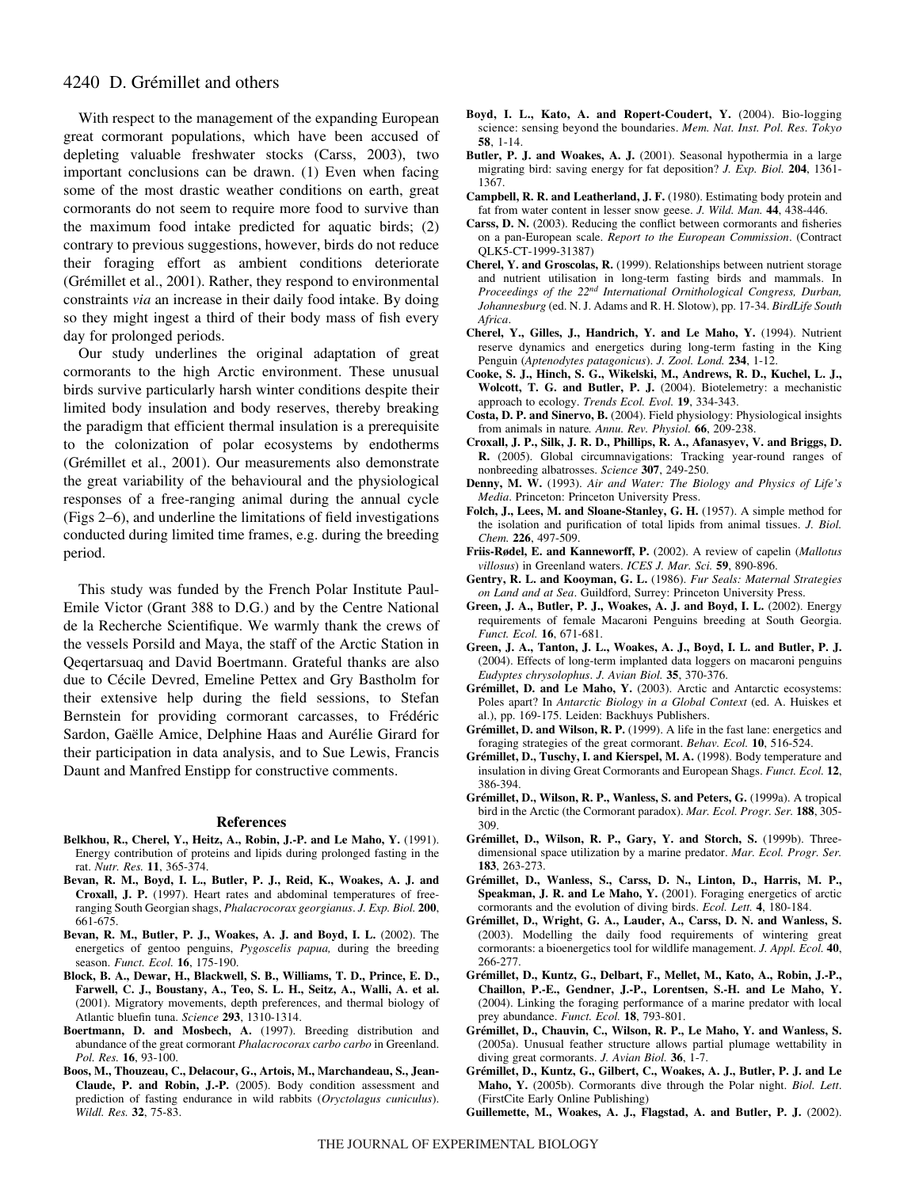With respect to the management of the expanding European great cormorant populations, which have been accused of depleting valuable freshwater stocks (Carss, 2003), two important conclusions can be drawn. (1) Even when facing some of the most drastic weather conditions on earth, great cormorants do not seem to require more food to survive than the maximum food intake predicted for aquatic birds; (2) contrary to previous suggestions, however, birds do not reduce their foraging effort as ambient conditions deteriorate (Grémillet et al., 2001). Rather, they respond to environmental constraints *via* an increase in their daily food intake. By doing so they might ingest a third of their body mass of fish every day for prolonged periods.

Our study underlines the original adaptation of great cormorants to the high Arctic environment. These unusual birds survive particularly harsh winter conditions despite their limited body insulation and body reserves, thereby breaking the paradigm that efficient thermal insulation is a prerequisite to the colonization of polar ecosystems by endotherms (Grémillet et al., 2001). Our measurements also demonstrate the great variability of the behavioural and the physiological responses of a free-ranging animal during the annual cycle (Figs 2–6), and underline the limitations of field investigations conducted during limited time frames, e.g. during the breeding period.

This study was funded by the French Polar Institute Paul-Emile Victor (Grant 388 to D.G.) and by the Centre National de la Recherche Scientifique. We warmly thank the crews of the vessels Porsild and Maya, the staff of the Arctic Station in Qeqertarsuaq and David Boertmann. Grateful thanks are also due to Cécile Devred, Emeline Pettex and Gry Bastholm for their extensive help during the field sessions, to Stefan Bernstein for providing cormorant carcasses, to Frédéric Sardon, Gaëlle Amice, Delphine Haas and Aurélie Girard for their participation in data analysis, and to Sue Lewis, Francis Daunt and Manfred Enstipp for constructive comments.

## References

**Belkhou, R., Cherel, Y., Heitz, A., Robin, J.-P. and Le Maho, Y.** (1991). Energy contribution of proteins and lipids during prolonged fasting in the rat. *Nutr. Res.* **11**, 365-374.

**Bevan, R. M., Boyd, I. L., Butler, P. J., Reid, K., Woakes, A. J. and Croxall, J. P.** (1997). Heart rates and abdominal temperatures of free-ranging South Georgian shags, *Phalacrocorax georgianus*. *J. Exp. Biol.* **200**, 661-675.

**Bevan, R. M., Butler, P. J., Woakes, A. J. and Boyd, I. L.** (2002). The energetics of gentoo penguins, *Pygoscelis papua,* during the breeding season. *Funct. Ecol.* **16**, 175-190.

**Block, B. A., Dewar, H., Blackwell, S. B., Williams, T. D., Prince, E. D., Farwell, C. J., Boustany, A., Teo, S. L. H., Seitz, A., Walli, A. et al.** (2001). Migratory movements, depth preferences, and thermal biology of Atlantic bluefin tuna. *Science* **293**, 1310-1314.

**Boertmann, D. and Mosbech, A.** (1997). Breeding distribution and abundance of the great cormorant *Phalacrocorax carbo carbo* in Greenland. *Pol. Res.* **16**, 93-100.

**Boos, M., Thouzeau, C., Delacour, G., Artois, M., Marchandeau, S., Jean-Claude, P. and Robin, J.-P.** (2005). Body condition assessment and prediction of fasting endurance in wild rabbits (*Oryctolagus cuniculus*). *Wildl. Res.* **32**, 75-83.

**Boyd, I. L., Kato, A. and Ropert-Coudert, Y.** (2004). Bio-logging science: sensing beyond the boundaries. *Mem. Nat. Inst. Pol. Res. Tokyo* **58**, 1-14.

**Butler, P. J. and Woakes, A. J.** (2001). Seasonal hypothermia in a large migrating bird: saving energy for fat deposition? *J. Exp. Biol.* **204**, 1361-1367.

**Campbell, R. R. and Leatherland, J. F.** (1980). Estimating body protein and fat from water content in lesser snow geese. *J. Wild. Man.* **44**, 438-446.

**Carss, D. N.** (2003). Reducing the conflict between cormorants and fisheries on a pan-European scale. *Report to the European Commission*. (Contract QLK5-CT-1999-31387)

**Cherel, Y. and Groscolas, R.** (1999). Relationships between nutrient storage and nutrient utilisation in long-term fasting birds and mammals. In *Proceedings of the 22nd International Ornithological Congress, Durban, Johannesburg* (ed. N. J. Adams and R. H. Slotow), pp. 17-34. *BirdLife South Africa*.

**Cherel, Y., Gilles, J., Handrich, Y. and Le Maho, Y.** (1994). Nutrient reserve dynamics and energetics during long-term fasting in the King Penguin (*Aptenodytes patagonicus*). *J. Zool. Lond.* **234**, 1-12.

**Cooke, S. J., Hinch, S. G., Wikelski, M., Andrews, R. D., Kuchel, L. J., Wolcott, T. G. and Butler, P. J.** (2004). Biotelemetry: a mechanistic approach to ecology. *Trends Ecol. Evol.* **19**, 334-343.

**Costa, D. P. and Sinervo, B.** (2004). Field physiology: Physiological insights from animals in nature. *Annu. Rev. Physiol.* **66**, 209-238.

**Croxall, J. P., Silk, J. R. D., Phillips, R. A., Afanasyev, V. and Briggs, D. R.** (2005). Global circumnavigations: Tracking year-round ranges of nonbreeding albatrosses. *Science* **307**, 249-250.

**Denny, M. W.** (1993). *Air and Water: The Biology and Physics of Life's Media*. Princeton: Princeton University Press.

**Folch, J., Lees, M. and Sloane-Stanley, G. H.** (1957). A simple method for the isolation and purification of total lipids from animal tissues. *J. Biol. Chem.* **226**, 497-509.

**Friis-Rødel, E. and Kanneworff, P.** (2002). A review of capelin (*Mallotus villosus*) in Greenland waters. *ICES J. Mar. Sci.* **59**, 890-896.

**Gentry, R. L. and Kooyman, G. L.** (1986). *Fur Seals: Maternal Strategies on Land and at Sea*. Guildford, Surrey: Princeton University Press.

**Green, J. A., Butler, P. J., Woakes, A. J. and Boyd, I. L.** (2002). Energy requirements of female Macaroni Penguins breeding at South Georgia. *Funct. Ecol.* **16**, 671-681.

**Green, J. A., Tanton, J. L., Woakes, A. J., Boyd, I. L. and Butler, P. J.** (2004). Effects of long-term implanted data loggers on macaroni penguins *Eudyptes chrysolophus*. *J. Avian Biol.* **35**, 370-376.

**Grémillet, D. and Le Maho, Y.** (2003). Arctic and Antarctic ecosystems: Poles apart? In *Antarctic Biology in a Global Context* (ed. A. Huiskes et al.), pp. 169-175. Leiden: Backhuys Publishers.

**Grémillet, D. and Wilson, R. P.** (1999). A life in the fast lane: energetics and foraging strategies of the great cormorant. *Behav. Ecol.* **10**, 516-524.

**Grémillet, D., Tuschy, I. and Kierspel, M. A.** (1998). Body temperature and insulation in diving Great Cormorants and European Shags. *Funct. Ecol.* **12**, 386-394.

**Grémillet, D., Wilson, R. P., Wanless, S. and Peters, G.** (1999a). A tropical bird in the Arctic (the Cormorant paradox). *Mar. Ecol. Progr. Ser.* **188**, 305-309.

**Grémillet, D., Wilson, R. P., Gary, Y. and Storch, S.** (1999b). Three-dimensional space utilization by a marine predator. *Mar. Ecol. Progr. Ser.* **183**, 263-273.

**Grémillet, D., Wanless, S., Carss, D. N., Linton, D., Harris, M. P., Speakman, J. R. and Le Maho, Y.** (2001). Foraging energetics of arctic cormorants and the evolution of diving birds. *Ecol. Lett.* **4**, 180-184.

**Grémillet, D., Wright, G. A., Lauder, A., Carss, D. N. and Wanless, S.** (2003). Modelling the daily food requirements of wintering great cormorants: a bioenergetics tool for wildlife management. *J. Appl. Ecol.* **40**, 266-277.

**Grémillet, D., Kuntz, G., Delbart, F., Mellet, M., Kato, A., Robin, J.-P., Chaillon, P.-E., Gendner, J.-P., Lorentsen, S.-H. and Le Maho, Y.** (2004). Linking the foraging performance of a marine predator with local prey abundance. *Funct. Ecol.* **18**, 793-801.

**Grémillet, D., Chauvin, C., Wilson, R. P., Le Maho, Y. and Wanless, S.** (2005a). Unusual feather structure allows partial plumage wettability in diving great cormorants. *J. Avian Biol.* **36**, 1-7.

**Grémillet, D., Kuntz, G., Gilbert, C., Woakes, A. J., Butler, P. J. and Le Maho, Y.** (2005b). Cormorants dive through the Polar night. *Biol. Lett.* (FirstCite Early Online Publishing)

**Guillemette, M., Woakes, A. J., Flagstad, A. and Butler, P. J.** (2002).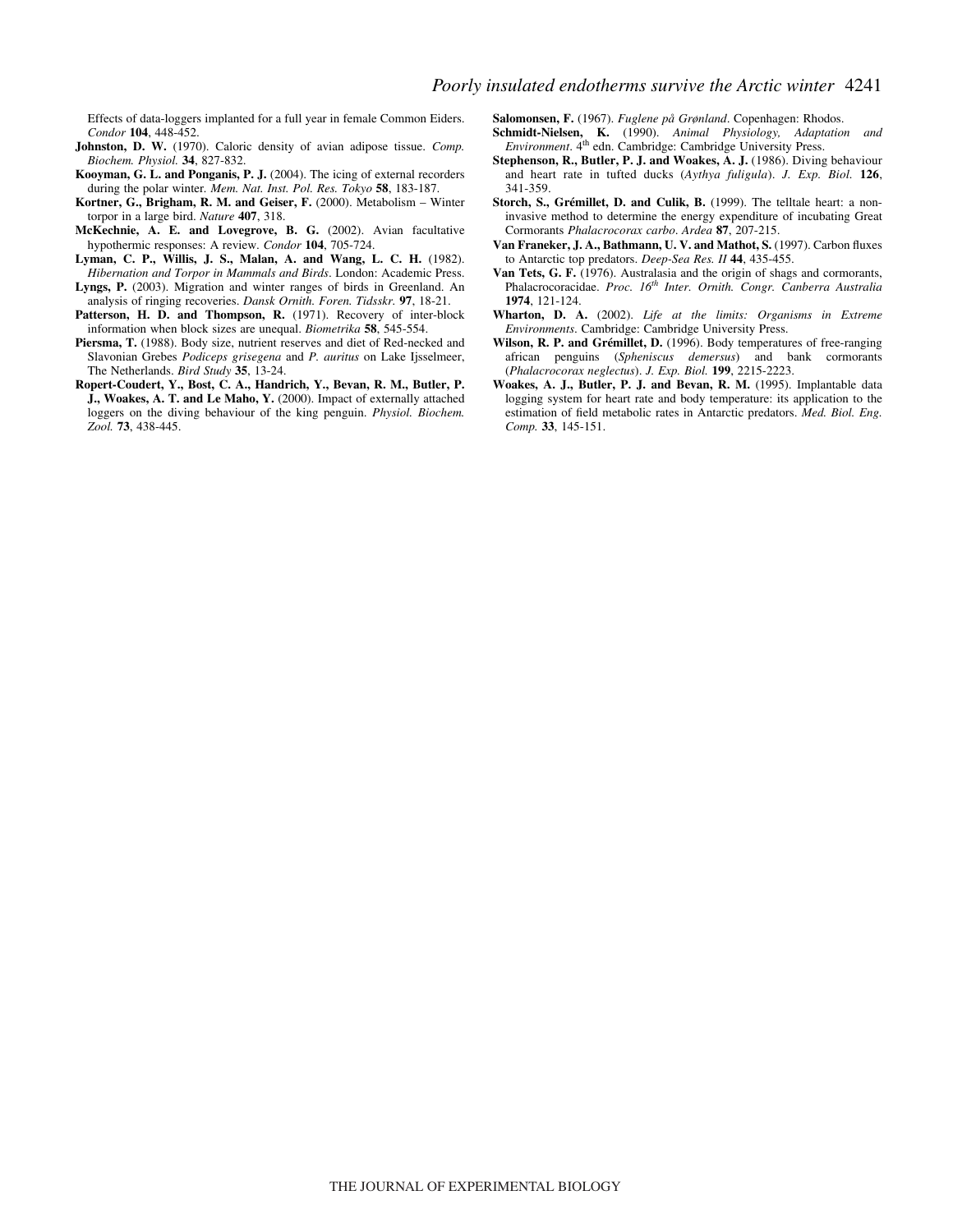Effects of data-loggers implanted for a full year in female Common Eiders. *Condor* **104**, 448-452.

**Johnston, D. W.** (1970). Caloric density of avian adipose tissue. *Comp. Biochem. Physiol.* **34**, 827-832.

**Kooyman, G. L. and Ponganis, P. J.** (2004). The icing of external recorders during the polar winter. *Mem. Nat. Inst. Pol. Res. Tokyo* **58**, 183-187.

**Kortner, G., Brigham, R. M. and Geiser, F.** (2000). Metabolism – Winter torpor in a large bird. *Nature* **407**, 318.

**McKechnie, A. E. and Lovegrove, B. G.** (2002). Avian facultative hypothermic responses: A review. *Condor* **104**, 705-724.

**Lyman, C. P., Willis, J. S., Malan, A. and Wang, L. C. H.** (1982). *Hibernation and Torpor in Mammals and Birds*. London: Academic Press.

**Lyngs, P.** (2003). Migration and winter ranges of birds in Greenland. An analysis of ringing recoveries. *Dansk Ornith. Foren. Tidsskr.* **97**, 18-21.

**Patterson, H. D. and Thompson, R.** (1971). Recovery of inter-block information when block sizes are unequal. *Biometrika* **58**, 545-554.

**Piersma, T.** (1988). Body size, nutrient reserves and diet of Red-necked and Slavonian Grebes *Podiceps grisegena* and *P. auritus* on Lake Ijsselmeer, The Netherlands. *Bird Study* **35**, 13-24.

**Ropert-Coudert, Y., Bost, C. A., Handrich, Y., Bevan, R. M., Butler, P. J., Woakes, A. T. and Le Maho, Y.** (2000). Impact of externally attached loggers on the diving behaviour of the king penguin. *Physiol. Biochem. Zool.* **73**, 438-445.

**Salomonsen, F.** (1967). *Fuglene på Grønland*. Copenhagen: Rhodos.

**Schmidt-Nielsen, K.** (1990). *Animal Physiology, Adaptation and Environment*. 4th edn. Cambridge: Cambridge University Press.

**Stephenson, R., Butler, P. J. and Woakes, A. J.** (1986). Diving behaviour and heart rate in tufted ducks (*Aythya fuligula*). *J. Exp. Biol.* **126**, 341-359.

**Storch, S., Grémillet, D. and Culik, B.** (1999). The telltale heart: a non-invasive method to determine the energy expenditure of incubating Great Cormorants *Phalacrocorax carbo*. *Ardea* **87**, 207-215.

**Van Franeker, J. A., Bathmann, U. V. and Mathot, S.** (1997). Carbon fluxes to Antarctic top predators. *Deep-Sea Res. II* **44**, 435-455.

**Van Tets, G. F.** (1976). Australasia and the origin of shags and cormorants, Phalacrocoracidae. *Proc. 16th Inter. Ornith. Congr. Canberra Australia* **1974**, 121-124.

**Wharton, D. A.** (2002). *Life at the limits: Organisms in Extreme Environments*. Cambridge: Cambridge University Press.

**Wilson, R. P. and Grémillet, D.** (1996). Body temperatures of free-ranging african penguins (*Spheniscus demersus*) and bank cormorants (*Phalacrocorax neglectus*). *J. Exp. Biol.* **199**, 2215-2223.

**Woakes, A. J., Butler, P. J. and Bevan, R. M.** (1995). Implantable data logging system for heart rate and body temperature: its application to the estimation of field metabolic rates in Antarctic predators. *Med. Biol. Eng. Comp.* **33**, 145-151.